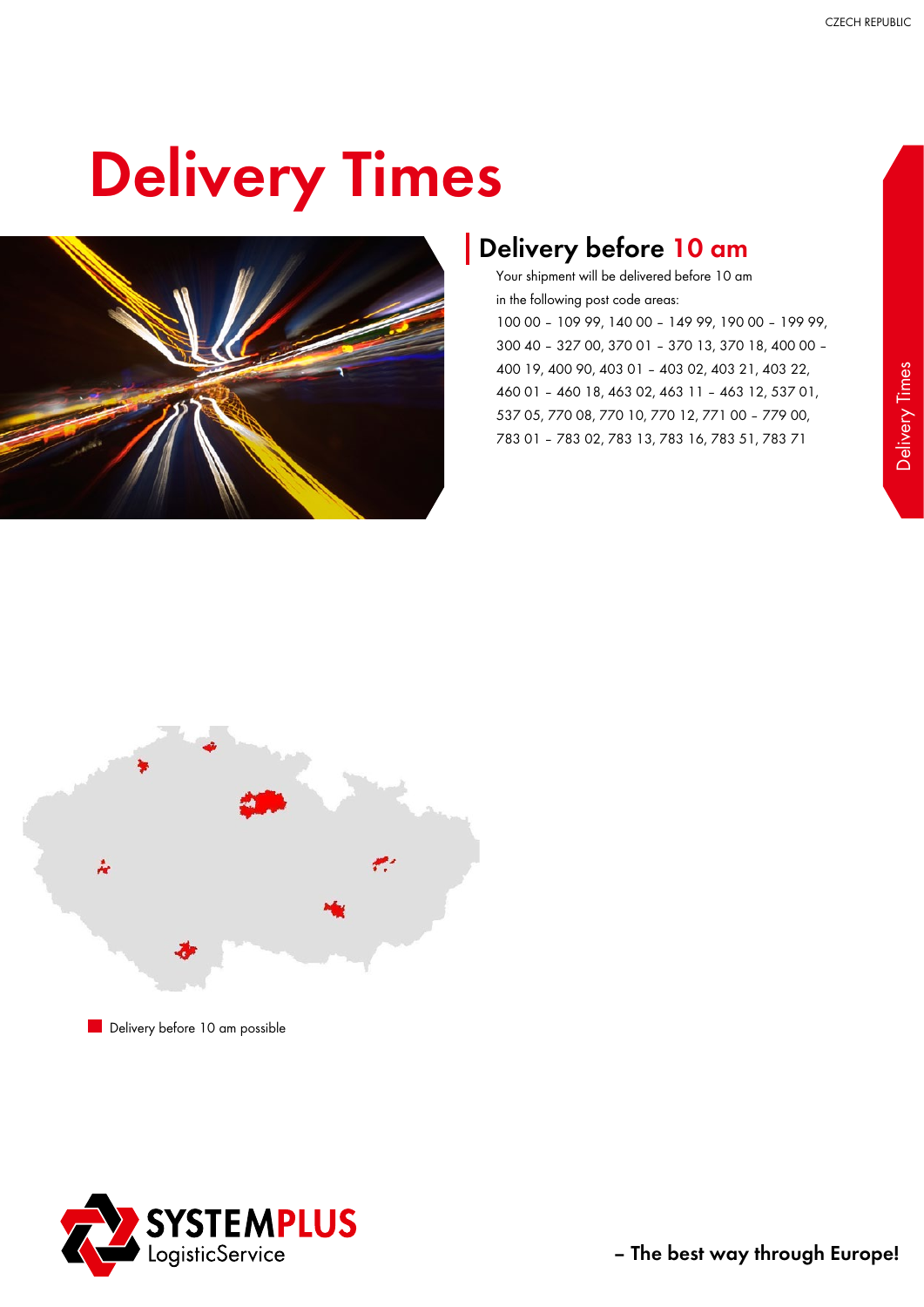# Delivery Times

## Delivery before 10 am

Your shipment will be delivered before 10 am in the following post code areas:
100 00 – 109 99, 140 00 – 149 99, 190 00 – 199 99, 300 40 – 327 00, 370 01 – 370 13, 370 18, 400 00 – 400 19, 400 90, 403 01 – 403 02, 403 21, 403 22, 460 01 – 460 18, 463 02, 463 11 – 463 12, 537 01, 537 05, 770 08, 770 10, 770 12, 771 00 – 779 00, 783 01 – 783 02, 783 13, 783 16, 783 51, 783 71

Delivery before 10 am possible

**SYSTEMPLUS** LogisticService

**– The best way through Europe!**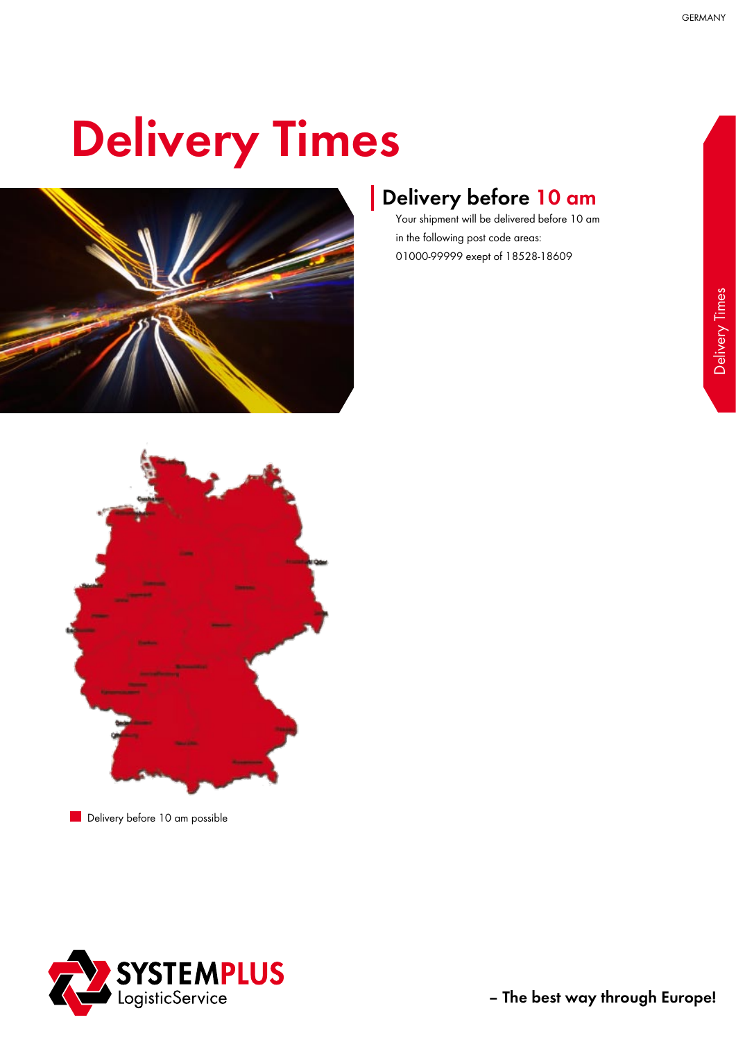# Delivery Times

## Delivery before 10 am

Your shipment will be delivered before 10 am in the following post code areas: 01000-99999 exept of 18528-18609

Delivery before 10 am possible

SYSTEMPLUS LogisticService

– The best way through Europe!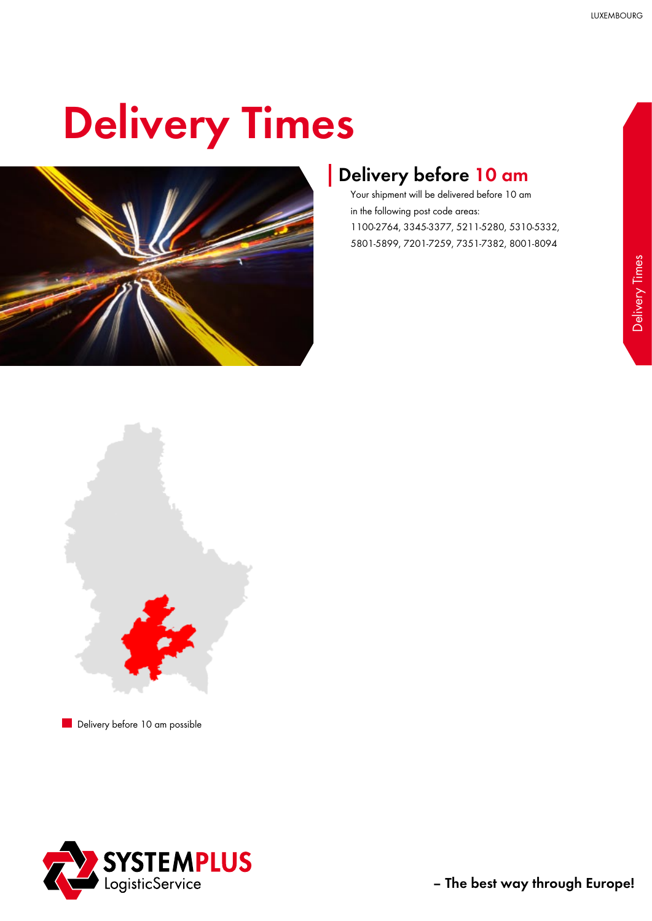# Delivery Times

## Delivery before 10 am

Your shipment will be delivered before 10 am in the following post code areas:
1100-2764, 3345-3377, 5211-5280, 5310-5332, 5801-5899, 7201-7259, 7351-7382, 8001-8094

Delivery before 10 am possible

SYSTEMPLUS LogisticService

– The best way through Europe!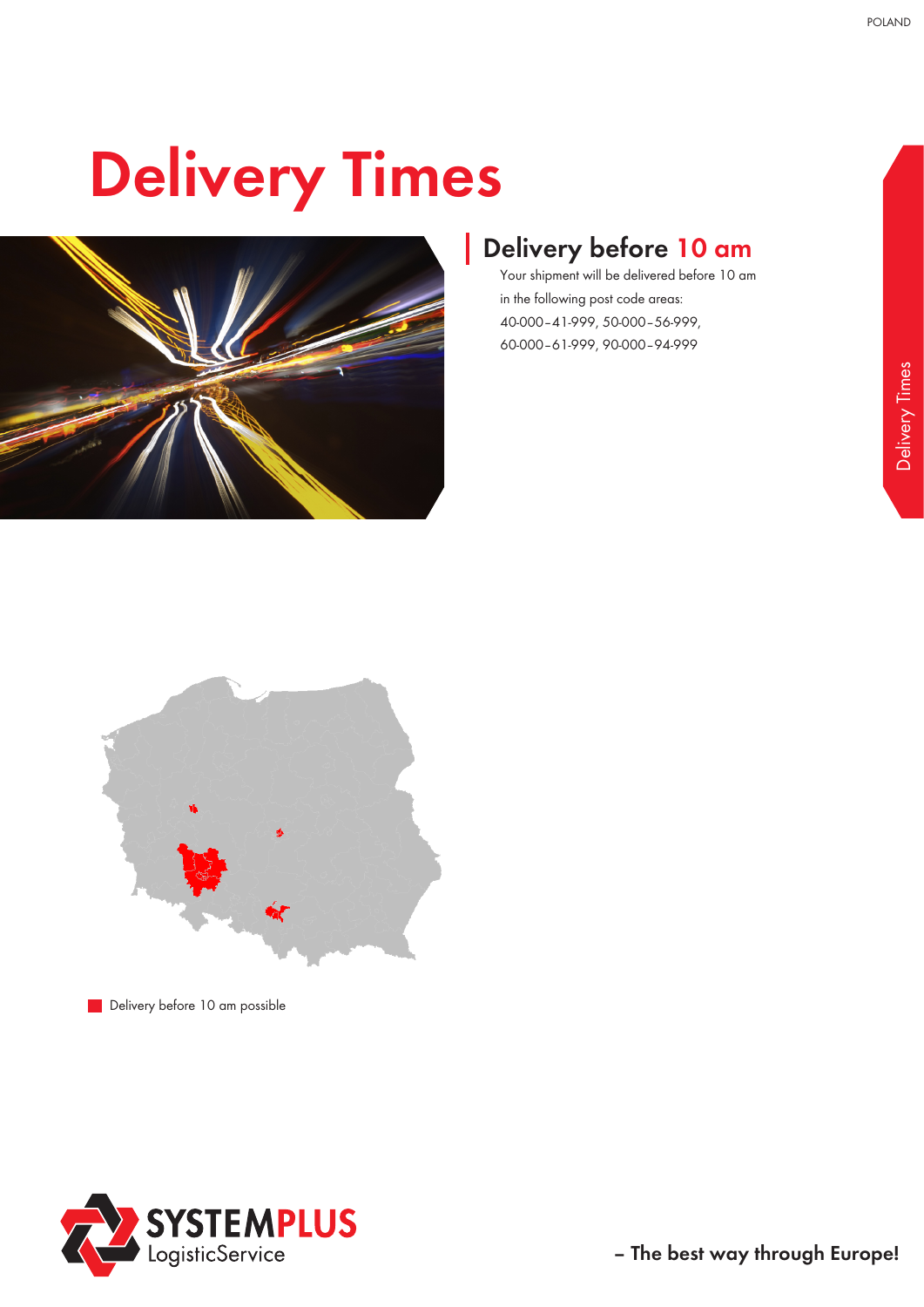# Delivery Times

## Delivery before 10 am

Your shipment will be delivered before 10 am in the following post code areas: 40-000–41-999, 50-000–56-999, 60-000–61-999, 90-000–94-999

Delivery before 10 am possible

SYSTEMPLUS LogisticService

– The best way through Europe!